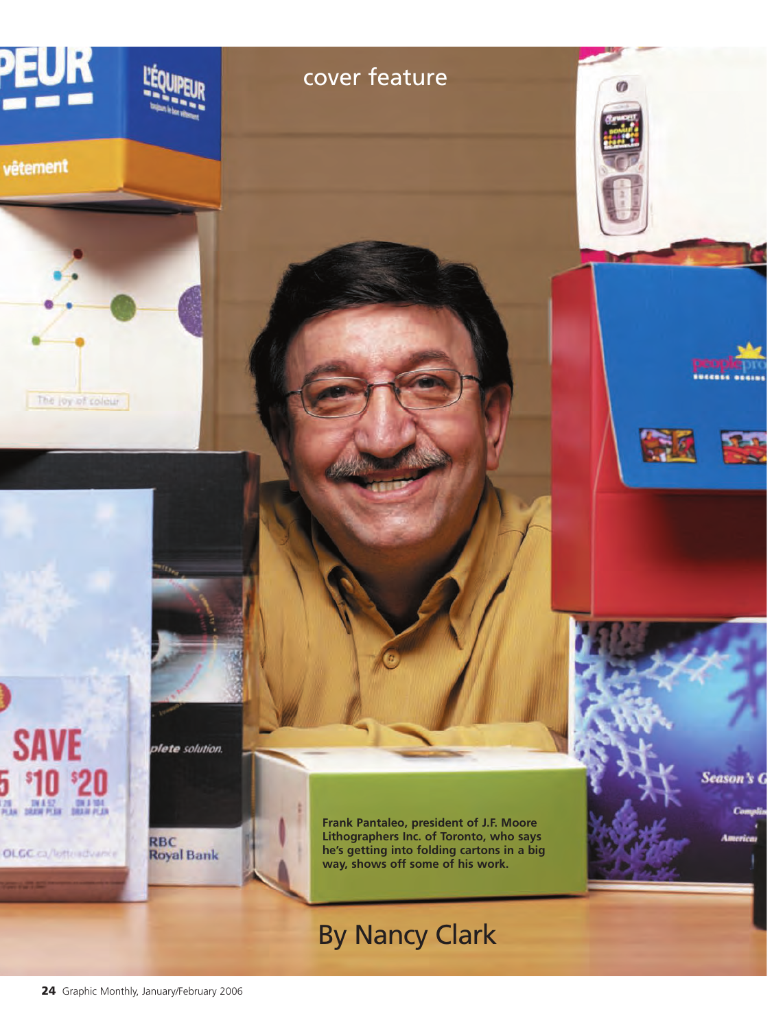cover feature

Frank Pantaleo, president of J.F. Moore Lithographers Inc. of Toronto, who says he's getting into folding cartons in a big way, shows off some of his work.

By Nancy Clark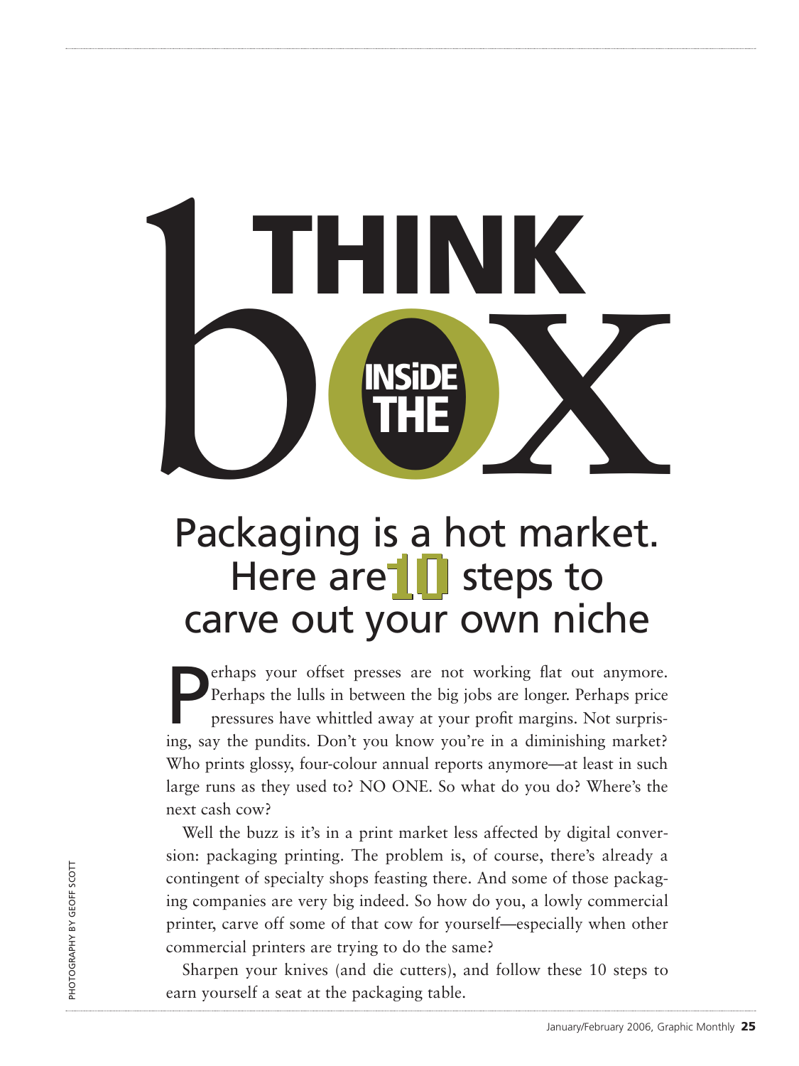# THINK INSIDE THE box

## Packaging is a hot market. Here are 10 steps to carve out your own niche

Perhaps your offset presses are not working flat out anymore. Perhaps the lulls in between the big jobs are longer. Perhaps price pressures have whittled away at your profit margins. Not surprising, say the pundits. Don't you know you're in a diminishing market? Who prints glossy, four-colour annual reports anymore—at least in such large runs as they used to? NO ONE. So what do you do? Where's the next cash cow?

Well the buzz is it's in a print market less affected by digital conversion: packaging printing. The problem is, of course, there's already a contingent of specialty shops feasting there. And some of those packaging companies are very big indeed. So how do you, a lowly commercial printer, carve off some of that cow for yourself—especially when other commercial printers are trying to do the same?

Sharpen your knives (and die cutters), and follow these 10 steps to earn yourself a seat at the packaging table.

PHOTOGRAPHY BY GEOFF SCOTT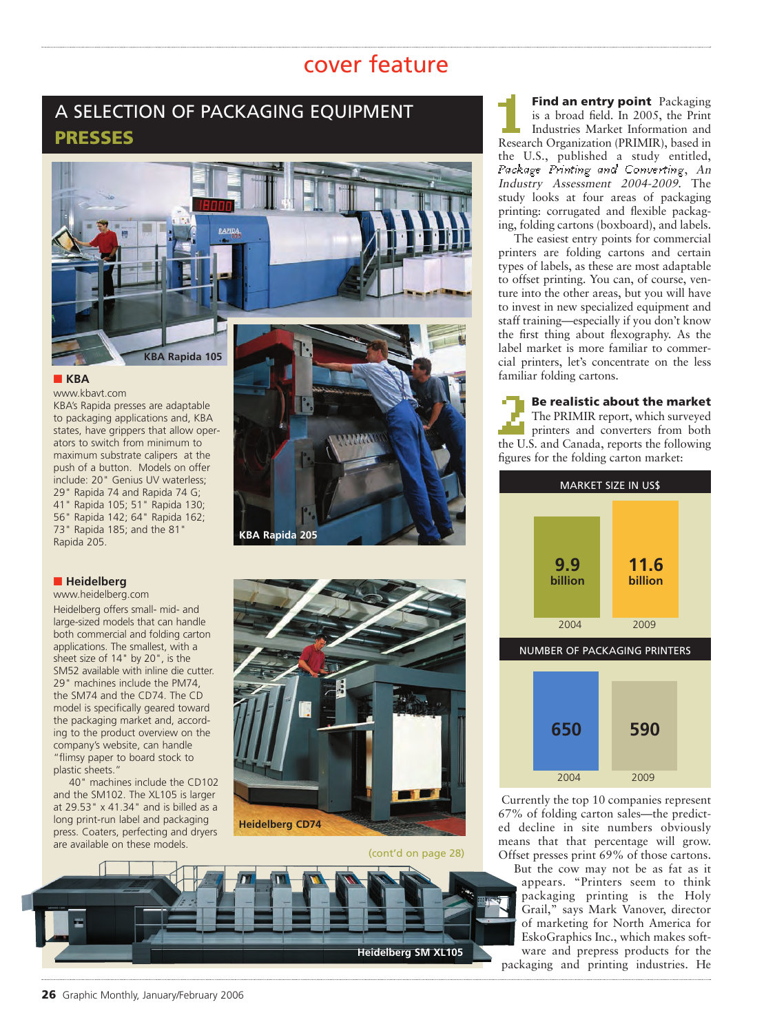# cover feature

## A SELECTION OF PACKAGING EQUIPMENT

## PRESSES

KBA Rapida 105

### KBA

www.kbavt.com

KBA's Rapida presses are adaptable to packaging applications and, KBA states, have grippers that allow operators to switch from minimum to maximum substrate calipers at the push of a button. Models on offer include: 20" Genius UV waterless; 29" Rapida 74 and Rapida 74 G; 41" Rapida 105; 51" Rapida 130; 56" Rapida 142; 64" Rapida 162; 73" Rapida 185; and the 81" Rapida 205.

KBA Rapida 205

### Heidelberg

www.heidelberg.com

Heidelberg offers small- mid- and large-sized models that can handle both commercial and folding carton applications. The smallest, with a sheet size of 14" by 20", is the SM52 available with inline die cutter. 29" machines include the PM74, the SM74 and the CD74. The CD model is specifically geared toward the packaging market and, according to the product overview on the company's website, can handle "flimsy paper to board stock to plastic sheets."

40" machines include the CD102 and the SM102. The XL105 is larger at 29.53" x 41.34" and is billed as a long print-run label and packaging press. Coaters, perfecting and dryers are available on these models.

Heidelberg CD74

(cont'd on page 28)

Heidelberg SM XL105

**1 Find an entry point** Packaging is a broad field. In 2005, the Print Industries Market Information and Research Organization (PRIMIR), based in the U.S., published a study entitled, *Package Printing and Converting, An Industry Assessment 2004-2009*. The study looks at four areas of packaging printing: corrugated and flexible packaging, folding cartons (boxboard), and labels.

The easiest entry points for commercial printers are folding cartons and certain types of labels, as these are most adaptable to offset printing. You can, of course, venture into the other areas, but you will have to invest in new specialized equipment and staff training—especially if you don't know the first thing about flexography. As the label market is more familiar to commercial printers, let's concentrate on the less familiar folding cartons.

**2 Be realistic about the market** The PRIMIR report, which surveyed printers and converters from both the U.S. and Canada, reports the following figures for the folding carton market:

**MARKET SIZE IN US$**

| 2004 | 2009 |
|---|---|
| 9.9 billion | 11.6 billion |

**NUMBER OF PACKAGING PRINTERS**

| 2004 | 2009 |
|---|---|
| 650 | 590 |

Currently the top 10 companies represent 67% of folding carton sales—the predicted decline in site numbers obviously means that that percentage will grow. Offset presses print 69% of those cartons.

But the cow may not be as fat as it appears. "Printers seem to think packaging printing is the Holy Grail," says Mark Vanover, director of marketing for North America for EskoGraphics Inc., which makes software and prepress products for the packaging and printing industries. He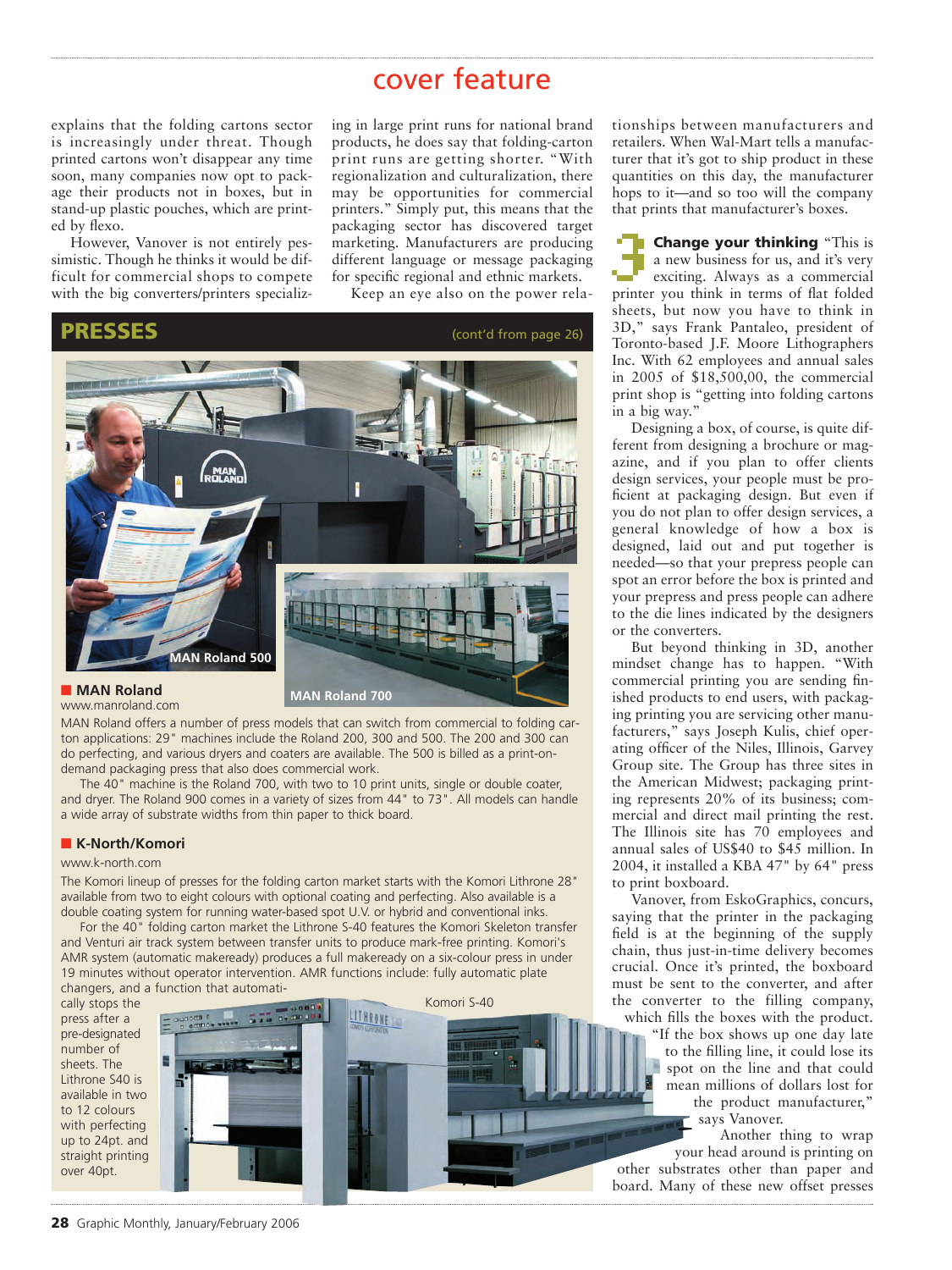explains that the folding cartons sector is increasingly under threat. Though printed cartons won't disappear any time soon, many companies now opt to package their products not in boxes, but in stand-up plastic pouches, which are printed by flexo.

However, Vanover is not entirely pessimistic. Though he thinks it would be difficult for commercial shops to compete with the big converters/printers specializing in large print runs for national brand products, he does say that folding-carton print runs are getting shorter. "With regionalization and culturalization, there may be opportunities for commercial printers." Simply put, this means that the packaging sector has discovered target marketing. Manufacturers are producing different language or message packaging for specific regional and ethnic markets.

Keep an eye also on the power relationships between manufacturers and retailers. When Wal-Mart tells a manufacturer that it's got to ship product in these quantities on this day, the manufacturer hops to it—and so too will the company that prints that manufacturer's boxes.

## PRESSES

(cont'd from page 26)

MAN Roland 500

MAN Roland 700

### MAN Roland

www.manroland.com

MAN Roland offers a number of press models that can switch from commercial to folding carton applications: 29" machines include the Roland 200, 300 and 500. The 200 and 300 can do perfecting, and various dryers and coaters are available. The 500 is billed as a print-on-demand packaging press that also does commercial work.

The 40" machine is the Roland 700, with two to 10 print units, single or double coater, and dryer. The Roland 900 comes in a variety of sizes from 44" to 73". All models can handle a wide array of substrate widths from thin paper to thick board.

### K-North/Komori

www.k-north.com

The Komori lineup of presses for the folding carton market starts with the Komori Lithrone 28" available from two to eight colours with optional coating and perfecting. Also available is a double coating system for running water-based spot U.V. or hybrid and conventional inks.

For the 40" folding carton market the Lithrone S-40 features the Komori Skeleton transfer and Venturi air track system between transfer units to produce mark-free printing. Komori's AMR system (automatic makeready) produces a full makeready on a six-colour press in under 19 minutes without operator intervention. AMR functions include: fully automatic plate changers, and a function that automatically stops the press after a pre-designated number of sheets. The Lithrone S40 is available in two to 12 colours with perfecting up to 24pt. and straight printing over 40pt.

Komori S-40

**3 Change your thinking** "This is a new business for us, and it's very exciting. Always as a commercial printer you think in terms of flat folded sheets, but now you have to think in 3D," says Frank Pantaleo, president of Toronto-based J.F. Moore Lithographers Inc. With 62 employees and annual sales in 2005 of $18,500,00, the commercial print shop is "getting into folding cartons in a big way."

Designing a box, of course, is quite different from designing a brochure or magazine, and if you plan to offer clients design services, your people must be proficient at packaging design. But even if you do not plan to offer design services, a general knowledge of how a box is designed, laid out and put together is needed—so that your prepress people can spot an error before the box is printed and your prepress and press people can adhere to the die lines indicated by the designers or the converters.

But beyond thinking in 3D, another mindset change has to happen. "With commercial printing you are sending finished products to end users, with packaging printing you are servicing other manufacturers," says Joseph Kulis, chief operating officer of the Niles, Illinois, Garvey Group site. The Group has three sites in the American Midwest; packaging printing represents 20% of its business; commercial and direct mail printing the rest. The Illinois site has 70 employees and annual sales of US$40 to $45 million. In 2004, it installed a KBA 47" by 64" press to print boxboard.

Vanover, from EskoGraphics, concurs, saying that the printer in the packaging field is at the beginning of the supply chain, thus just-in-time delivery becomes crucial. Once it's printed, the boxboard must be sent to the converter, and after the converter to the filling company, which fills the boxes with the product. "If the box shows up one day late to the filling line, it could lose its spot on the line and that could mean millions of dollars lost for the product manufacturer," says Vanover.

Another thing to wrap your head around is printing on other substrates other than paper and board. Many of these new offset presses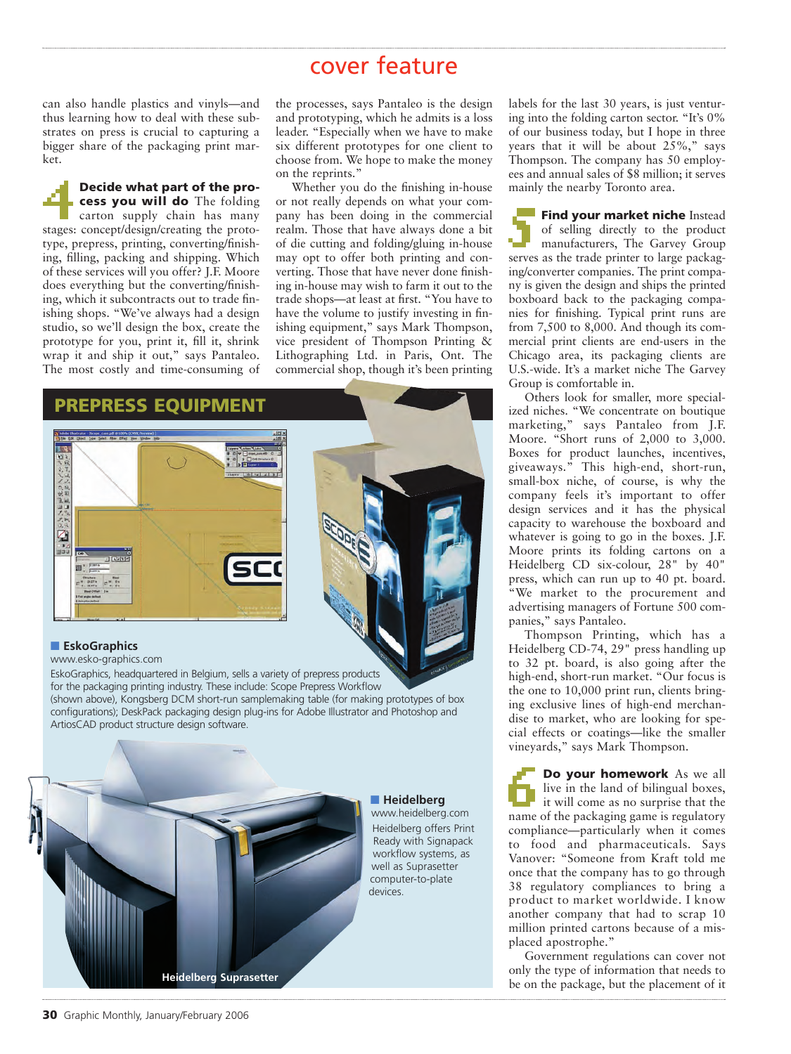# cover feature

can also handle plastics and vinyls—and thus learning how to deal with these substrates on press is crucial to capturing a bigger share of the packaging print market.

**4 Decide what part of the process you will do** The folding carton supply chain has many stages: concept/design/creating the prototype, prepress, printing, converting/finishing, filling, packing and shipping. Which of these services will you offer? J.F. Moore does everything but the converting/finishing, which it subcontracts out to trade finishing shops. "We've always had a design studio, so we'll design the box, create the prototype for you, print it, fill it, shrink wrap it and ship it out," says Pantaleo. The most costly and time-consuming of the processes, says Pantaleo is the design and prototyping, which he admits is a loss leader. "Especially when we have to make six different prototypes for one client to choose from. We hope to make the money on the reprints."

Whether you do the finishing in-house or not really depends on what your company has been doing in the commercial realm. Those that have always done a bit of die cutting and folding/gluing in-house may opt to offer both printing and converting. Those that have never done finishing in-house may wish to farm it out to the trade shops—at least at first. "You have to have the volume to justify investing in finishing equipment," says Mark Thompson, vice president of Thompson Printing & Lithographing Ltd. in Paris, Ont. The commercial shop, though it's been printing labels for the last 30 years, is just venturing into the folding carton sector. "It's 0% of our business today, but I hope in three years that it will be about 25%," says Thompson. The company has 50 employees and annual sales of $8 million; it serves mainly the nearby Toronto area.

**5 Find your market niche** Instead of selling directly to the product manufacturers, The Garvey Group serves as the trade printer to large packaging/converter companies. The print company is given the design and ships the printed boxboard back to the packaging companies for finishing. Typical print runs are from 7,500 to 8,000. And though its commercial print clients are end-users in the Chicago area, its packaging clients are U.S.-wide. It's a market niche The Garvey Group is comfortable in.

Others look for smaller, more specialized niches. "We concentrate on boutique marketing," says Pantaleo from J.F. Moore. "Short runs of 2,000 to 3,000. Boxes for product launches, incentives, giveaways." This high-end, short-run, small-box niche, of course, is why the company feels it's important to offer design services and it has the physical capacity to warehouse the boxboard and whatever is going to go in the boxes. J.F. Moore prints its folding cartons on a Heidelberg CD six-colour, 28" by 40" press, which can run up to 40 pt. board. "We market to the procurement and advertising managers of Fortune 500 companies," says Pantaleo.

Thompson Printing, which has a Heidelberg CD-74, 29" press handling up to 32 pt. board, is also going after the high-end, short-run market. "Our focus is the one to 10,000 print run, clients bringing exclusive lines of high-end merchandise to market, who are looking for special effects or coatings—like the smaller vineyards," says Mark Thompson.

**6 Do your homework** As we all live in the land of bilingual boxes, it will come as no surprise that the name of the packaging game is regulatory compliance—particularly when it comes to food and pharmaceuticals. Says Vanover: "Someone from Kraft told me once that the company has to go through 38 regulatory compliances to bring a product to market worldwide. I know another company that had to scrap 10 million printed cartons because of a misplaced apostrophe."

Government regulations can cover not only the type of information that needs to be on the package, but the placement of it

## PREPRESS EQUIPMENT

**EskoGraphics**
www.esko-graphics.com
EskoGraphics, headquartered in Belgium, sells a variety of prepress products for the packaging printing industry. These include: Scope Prepress Workflow (shown above), Kongsberg DCM short-run samplemaking table (for making prototypes of box configurations); DeskPack packaging design plug-ins for Adobe Illustrator and Photoshop and ArtiosCAD product structure design software.

**Heidelberg**
www.heidelberg.com
Heidelberg offers Print Ready with Signapack workflow systems, as well as Suprasetter computer-to-plate devices.

Heidelberg Suprasetter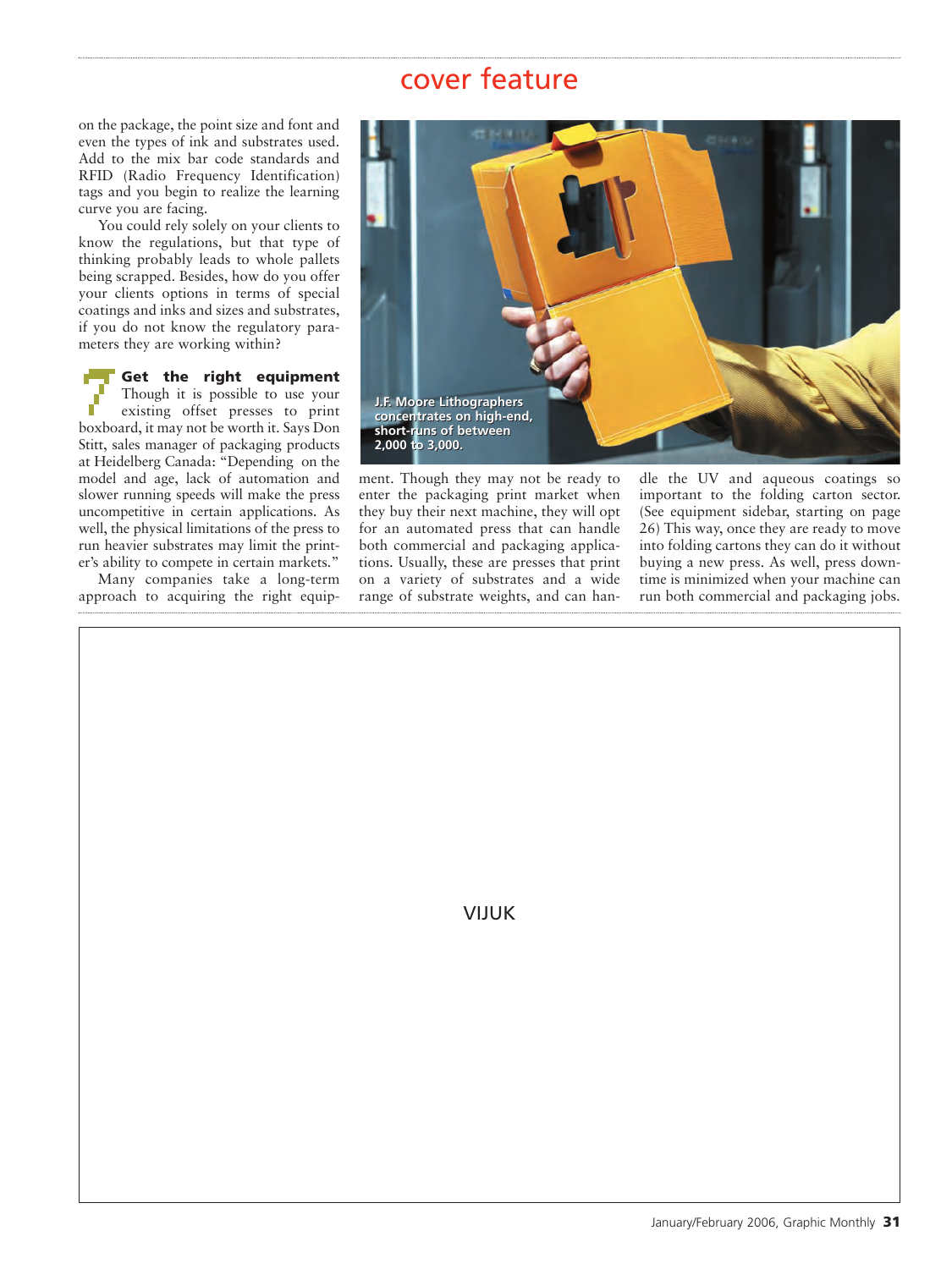on the package, the point size and font and even the types of ink and substrates used. Add to the mix bar code standards and RFID (Radio Frequency Identification) tags and you begin to realize the learning curve you are facing.

You could rely solely on your clients to know the regulations, but that type of thinking probably leads to whole pallets being scrapped. Besides, how do you offer your clients options in terms of special coatings and inks and sizes and substrates, if you do not know the regulatory parameters they are working within?

## 7 Get the right equipment

Though it is possible to use your existing offset presses to print boxboard, it may not be worth it. Says Don Stitt, sales manager of packaging products at Heidelberg Canada: "Depending on the model and age, lack of automation and slower running speeds will make the press uncompetitive in certain applications. As well, the physical limitations of the press to run heavier substrates may limit the printer's ability to compete in certain markets."

Many companies take a long-term approach to acquiring the right equipment. Though they may not be ready to enter the packaging print market when they buy their next machine, they will opt for an automated press that can handle both commercial and packaging applications. Usually, these are presses that print on a variety of substrates and a wide range of substrate weights, and can handle the UV and aqueous coatings so important to the folding carton sector. (See equipment sidebar, starting on page 26) This way, once they are ready to move into folding cartons they can do it without buying a new press. As well, press downtime is minimized when your machine can run both commercial and packaging jobs.

J.F. Moore Lithographers concentrates on high-end, short-runs of between 2,000 to 3,000.

VIJUK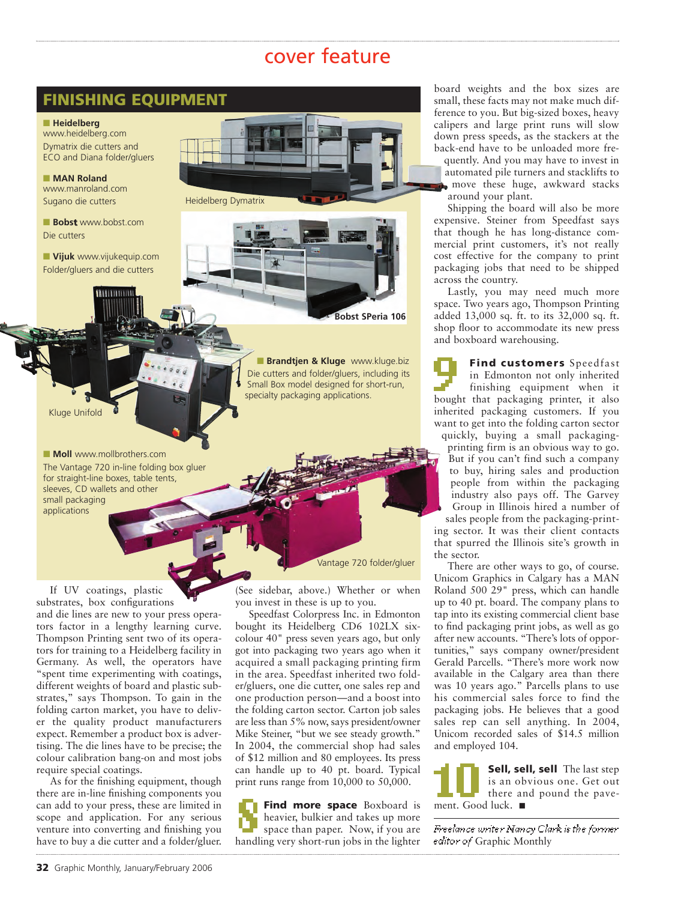# FINISHING EQUIPMENT

**Heidelberg** www.heidelberg.com
Dymatrix die cutters and ECO and Diana folder/gluers

**MAN Roland** www.manroland.com
Sugano die cutters

**Bobst** www.bobst.com
Die cutters

**Vijuk** www.vijukequip.com
Folder/gluers and die cutters

Heidelberg Dymatrix

Bobst SPeria 106

**Brandtjen & Kluge** www.kluge.biz
Die cutters and folder/gluers, including its Small Box model designed for short-run, specialty packaging applications.

Kluge Unifold

**Moll** www.mollbrothers.com
The Vantage 720 in-line folding box gluer for straight-line boxes, table tents, sleeves, CD wallets and other small packaging applications

Vantage 720 folder/gluer

If UV coatings, plastic substrates, box configurations and die lines are new to your press operators factor in a lengthy learning curve. Thompson Printing sent two of its operators for training to a Heidelberg facility in Germany. As well, the operators have "spent time experimenting with coatings, different weights of board and plastic substrates," says Thompson. To gain in the folding carton market, you have to deliver the quality product manufacturers expect. Remember a product box is advertising. The die lines have to be precise; the colour calibration bang-on and most jobs require special coatings.

As for the finishing equipment, though there are in-line finishing components you can add to your press, these are limited in scope and application. For any serious venture into converting and finishing you have to buy a die cutter and a folder/gluer. (See sidebar, above.) Whether or when you invest in these is up to you.

Speedfast Colorpress Inc. in Edmonton bought its Heidelberg CD6 102LX six-colour 40" press seven years ago, but only got into packaging two years ago when it acquired a small packaging printing firm in the area. Speedfast inherited two folder/gluers, one die cutter, one sales rep and one production person—and a boost into the folding carton sector. Carton job sales are less than 5% now, says president/owner Mike Steiner, "but we see steady growth." In 2004, the commercial shop had sales of $12 million and 80 employees. Its press can handle up to 40 pt. board. Typical print runs range from 10,000 to 50,000.

## 8 Find more space

Boxboard is heavier, bulkier and takes up more space than paper. Now, if you are handling very short-run jobs in the lighter board weights and the box sizes are small, these facts may not make much difference to you. But big-sized boxes, heavy calipers and large print runs will slow down press speeds, as the stackers at the back-end have to be unloaded more frequently. And you may have to invest in automated pile turners and stacklifts to move these huge, awkward stacks around your plant.

Shipping the board will also be more expensive. Steiner from Speedfast says that though he has long-distance commercial print customers, it's not really cost effective for the company to print packaging jobs that need to be shipped across the country.

Lastly, you may need much more space. Two years ago, Thompson Printing added 13,000 sq. ft. to its 32,000 sq. ft. shop floor to accommodate its new press and boxboard warehousing.

## 9 Find customers

Speedfast in Edmonton not only inherited finishing equipment when it bought that packaging printer, it also inherited packaging customers. If you want to get into the folding carton sector quickly, buying a small packaging-printing firm is an obvious way to go. But if you can't find such a company to buy, hiring sales and production people from within the packaging industry also pays off. The Garvey Group in Illinois hired a number of sales people from the packaging-printing sector. It was their client contacts that spurred the Illinois site's growth in the sector.

There are other ways to go, of course. Unicom Graphics in Calgary has a MAN Roland 500 29" press, which can handle up to 40 pt. board. The company plans to tap into its existing commercial client base to find packaging print jobs, as well as go after new accounts. "There's lots of opportunities," says company owner/president Gerald Parcells. "There's more work now available in the Calgary area than there was 10 years ago." Parcells plans to use his commercial sales force to find the packaging jobs. He believes that a good sales rep can sell anything. In 2004, Unicom recorded sales of $14.5 million and employed 104.

## 10 Sell, sell, sell

The last step is an obvious one. Get out there and pound the pavement. Good luck. ■

*Freelance writer Nancy Clark is the former editor of* Graphic Monthly